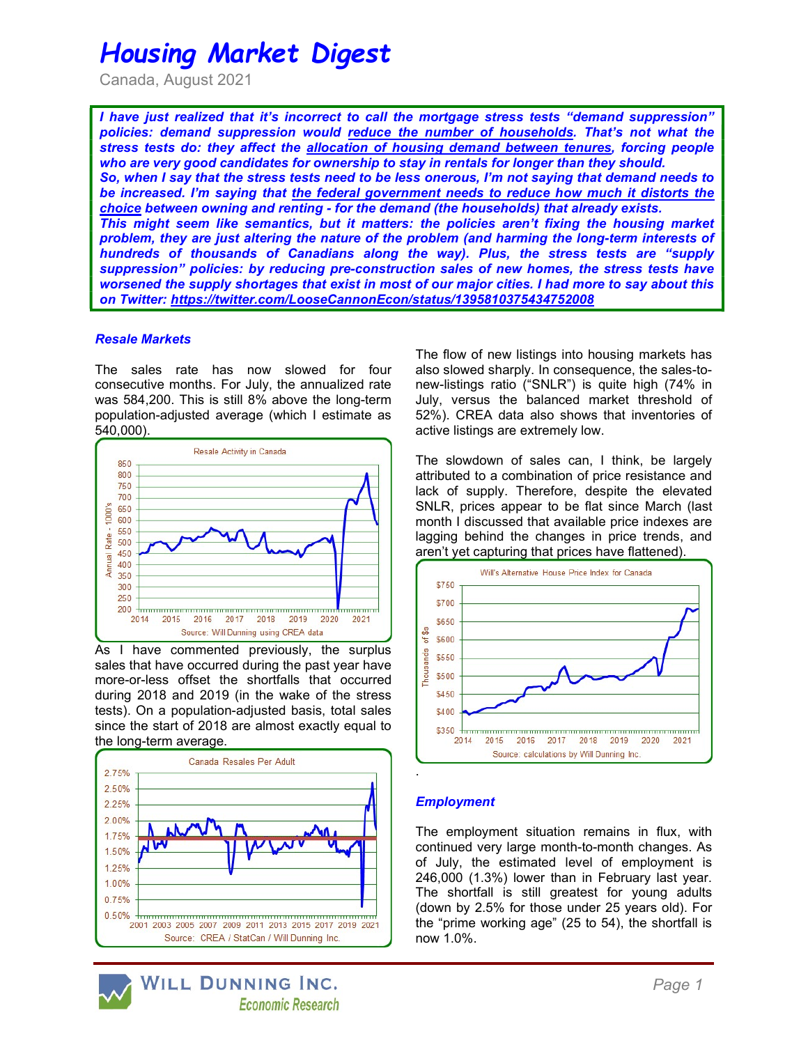# Housing Market Digest

Canada, August 2021

***I have just realized that it's incorrect to call the mortgage stress tests "demand suppression" policies: demand suppression would reduce the number of households. That's not what the stress tests do: they affect the allocation of housing demand between tenures, forcing people who are very good candidates for ownership to stay in rentals for longer than they should.***

***So, when I say that the stress tests need to be less onerous, I'm not saying that demand needs to be increased. I'm saying that the federal government needs to reduce how much it distorts the choice between owning and renting - for the demand (the households) that already exists.***

***This might seem like semantics, but it matters: the policies aren't fixing the housing market problem, they are just altering the nature of the problem (and harming the long-term interests of hundreds of thousands of Canadians along the way). Plus, the stress tests are "supply suppression" policies: by reducing pre-construction sales of new homes, the stress tests have worsened the supply shortages that exist in most of our major cities. I had more to say about this on Twitter: https://twitter.com/LooseCannonEcon/status/1395810375434752008***

### Resale Markets

The sales rate has now slowed for four consecutive months. For July, the annualized rate was 584,200. This is still 8% above the long-term population-adjusted average (which I estimate as 540,000).

Resale Activity in Canada

Source: Will Dunning using CREA data

As I have commented previously, the surplus sales that have occurred during the past year have more-or-less offset the shortfalls that occurred during 2018 and 2019 (in the wake of the stress tests). On a population-adjusted basis, total sales since the start of 2018 are almost exactly equal to the long-term average.

Canada Resales Per Adult

Source: CREA / StatCan / Will Dunning Inc.

The flow of new listings into housing markets has also slowed sharply. In consequence, the sales-to-new-listings ratio ("SNLR") is quite high (74% in July, versus the balanced market threshold of 52%). CREA data also shows that inventories of active listings are extremely low.

The slowdown of sales can, I think, be largely attributed to a combination of price resistance and lack of supply. Therefore, despite the elevated SNLR, prices appear to be flat since March (last month I discussed that available price indexes are lagging behind the changes in price trends, and aren't yet capturing that prices have flattened).

Will's Alternative House Price Index for Canada

Source: calculations by Will Dunning Inc.

### Employment

The employment situation remains in flux, with continued very large month-to-month changes. As of July, the estimated level of employment is 246,000 (1.3%) lower than in February last year. The shortfall is still greatest for young adults (down by 2.5% for those under 25 years old). For the "prime working age" (25 to 54), the shortfall is now 1.0%.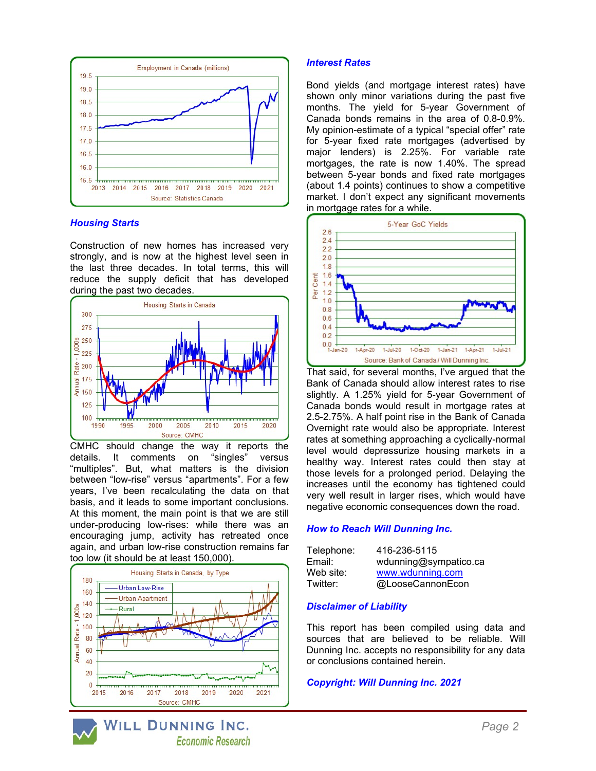Employment in Canada (millions)

19.5
19.0
18.5
18.0
17.5
17.0
16.5
16.0
15.5

2013 2014 2015 2016 2017 2018 2019 2020 2021

Source: Statistics Canada

## Housing Starts

Construction of new homes has increased very strongly, and is now at the highest level seen in the last three decades. In total terms, this will reduce the supply deficit that has developed during the past two decades.

Housing Starts in Canada

Annual Rate - 1,000s

300
275
250
225
200
175
150
125
100

1990 1995 2000 2005 2010 2015 2020

Source: CMHC

CMHC should change the way it reports the details. It comments on "singles" versus "multiples". But, what matters is the division between "low-rise" versus "apartments". For a few years, I've been recalculating the data on that basis, and it leads to some important conclusions. At this moment, the main point is that we are still under-producing low-rises: while there was an encouraging jump, activity has retreated once again, and urban low-rise construction remains far too low (it should be at least 150,000).

Housing Starts in Canada, by Type

Annual Rate - 1,000s

180
160
140
120
100
80
60
40
20
0

Urban Low-Rise
Urban Apartment
Rural

2015 2016 2017 2018 2019 2020 2021

Source: CMHC

## Interest Rates

Bond yields (and mortgage interest rates) have shown only minor variations during the past five months. The yield for 5-year Government of Canada bonds remains in the area of 0.8-0.9%. My opinion-estimate of a typical "special offer" rate for 5-year fixed rate mortgages (advertised by major lenders) is 2.25%. For variable rate mortgages, the rate is now 1.40%. The spread between 5-year bonds and fixed rate mortgages (about 1.4 points) continues to show a competitive market. I don't expect any significant movements in mortgage rates for a while.

5-Year GoC Yields

Per Cent

2.6
2.4
2.2
2.0
1.8
1.6
1.4
1.2
1.0
0.8
0.6
0.4
0.2
0.0

1-Jan-20 1-Apr-20 1-Jul-20 1-Oct-20 1-Jan-21 1-Apr-21 1-Jul-21

Source: Bank of Canada / Will Dunning Inc.

That said, for several months, I've argued that the Bank of Canada should allow interest rates to rise slightly. A 1.25% yield for 5-year Government of Canada bonds would result in mortgage rates at 2.5-2.75%. A half point rise in the Bank of Canada Overnight rate would also be appropriate. Interest rates at something approaching a cyclically-normal level would depressurize housing markets in a healthy way. Interest rates could then stay at those levels for a prolonged period. Delaying the increases until the economy has tightened could very well result in larger rises, which would have negative economic consequences down the road.

## How to Reach Will Dunning Inc.

| | |
|---|---|
| Telephone: | 416-236-5115 |
| Email: | wdunning@sympatico.ca |
| Web site: | www.wdunning.com |
| Twitter: | @LooseCannonEcon |

## Disclaimer of Liability

This report has been compiled using data and sources that are believed to be reliable. Will Dunning Inc. accepts no responsibility for any data or conclusions contained herein.

## Copyright: Will Dunning Inc. 2021

WILL DUNNING INC.
Economic Research